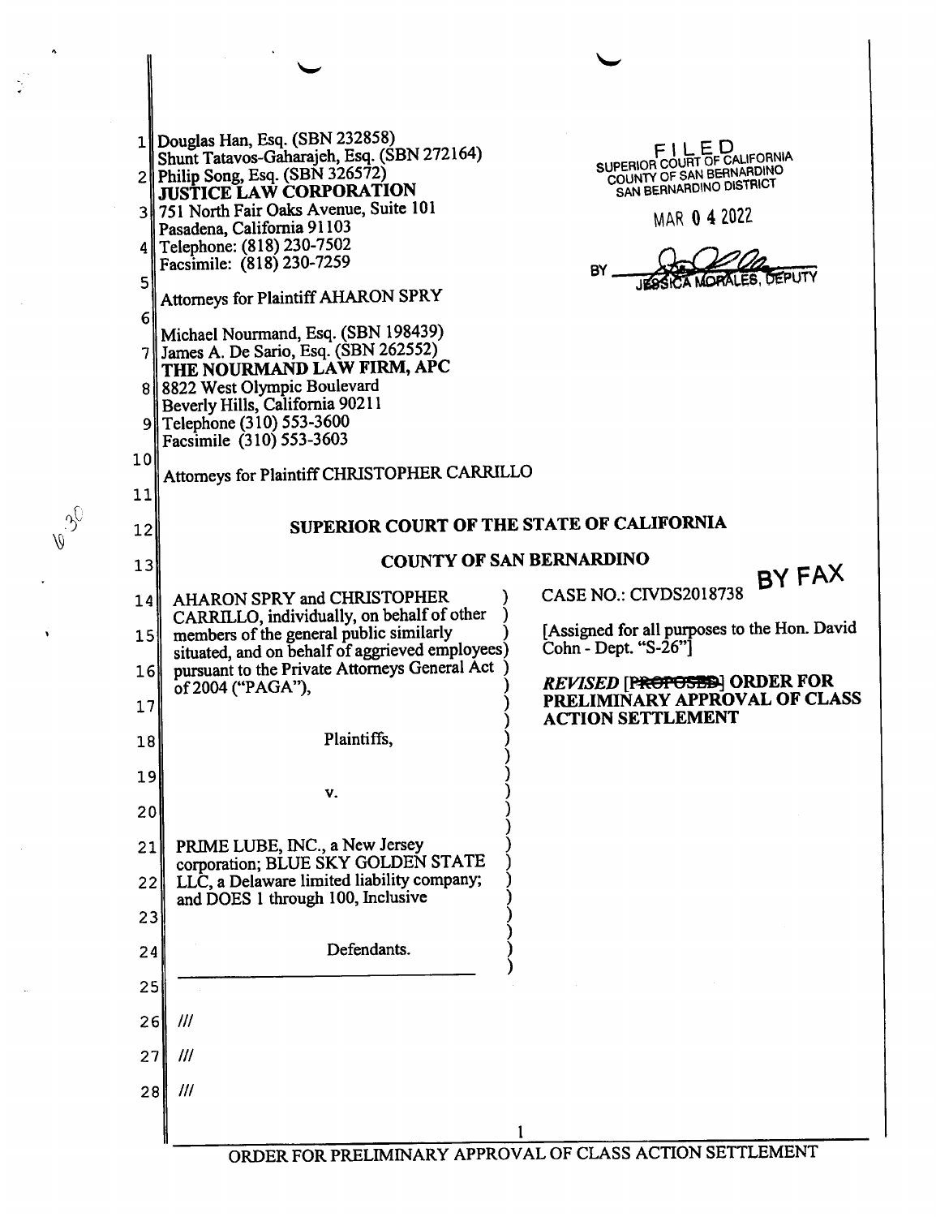Douglas Han, Esq. (SBN 232858)
Shunt Tatavos-Gaharajeh, Esq. (SBN 272164)
Philip Song, Esq. (SBN 326572)
**JUSTICE LAW CORPORATION**
751 North Fair Oaks Avenue, Suite 101
Pasadena, California 91103
Telephone: (818) 230-7502
Facsimile: (818) 230-7259

Attorneys for Plaintiff AHARON SPRY

Michael Nourmand, Esq. (SBN 198439)
James A. De Sario, Esq. (SBN 262552)
**THE NOURMAND LAW FIRM, APC**
8822 West Olympic Boulevard
Beverly Hills, California 90211
Telephone (310) 553-3600
Facsimile (310) 553-3603

Attorneys for Plaintiff CHRISTOPHER CARRILLO

FILED
SUPERIOR COURT OF CALIFORNIA
COUNTY OF SAN BERNARDINO
SAN BERNARDINO DISTRICT
MAR 04 2022
BY JESSICA MORALES, DEPUTY

**SUPERIOR COURT OF THE STATE OF CALIFORNIA**

**COUNTY OF SAN BERNARDINO**

BY FAX

AHARON SPRY and CHRISTOPHER CARRILLO, individually, on behalf of other members of the general public similarly situated, and on behalf of aggrieved employees pursuant to the Private Attorneys General Act of 2004 ("PAGA"),

Plaintiffs,

v.

PRIME LUBE, INC., a New Jersey corporation; BLUE SKY GOLDEN STATE LLC, a Delaware limited liability company; and DOES 1 through 100, Inclusive

Defendants.

CASE NO.: CIVDS2018738

[Assigned for all purposes to the Hon. David Cohn - Dept. "S-26"]

***REVISED* ~~[PROPOSED]~~ ORDER FOR PRELIMINARY APPROVAL OF CLASS ACTION SETTLEMENT**

///

///

///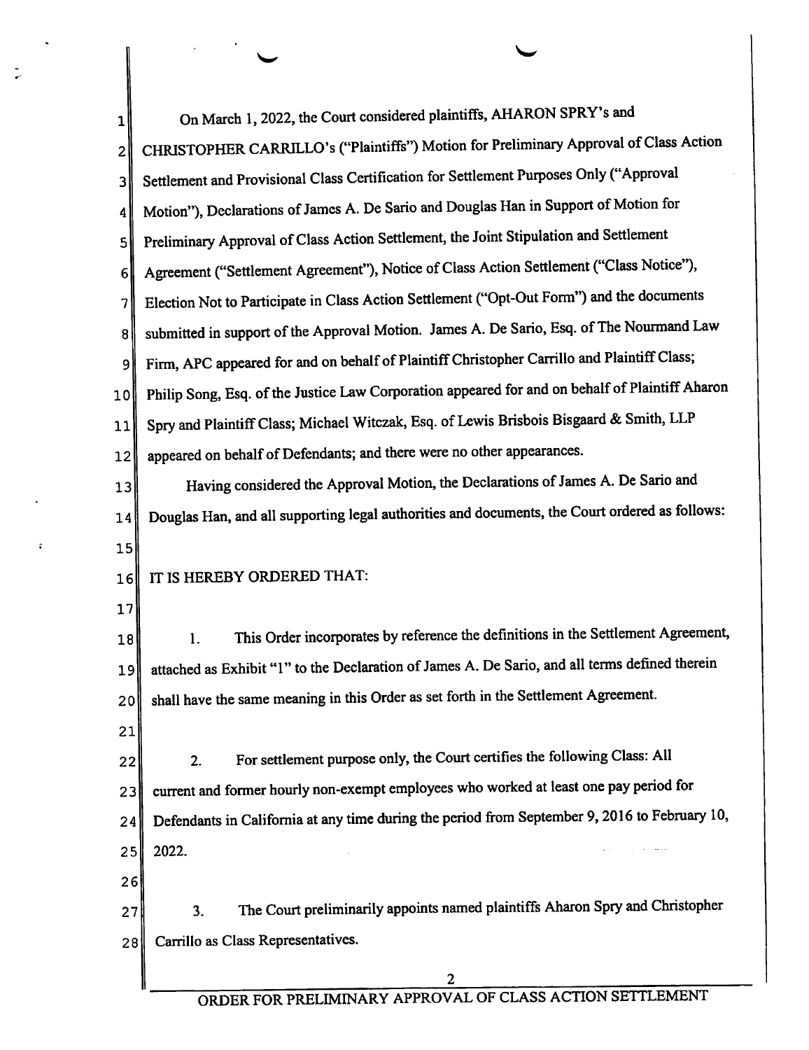On March 1, 2022, the Court considered plaintiffs, AHARON SPRY's and CHRISTOPHER CARRILLO's ("Plaintiffs") Motion for Preliminary Approval of Class Action Settlement and Provisional Class Certification for Settlement Purposes Only ("Approval Motion"), Declarations of James A. De Sario and Douglas Han in Support of Motion for Preliminary Approval of Class Action Settlement, the Joint Stipulation and Settlement Agreement ("Settlement Agreement"), Notice of Class Action Settlement ("Class Notice"), Election Not to Participate in Class Action Settlement ("Opt-Out Form") and the documents submitted in support of the Approval Motion. James A. De Sario, Esq. of The Nourmand Law Firm, APC appeared for and on behalf of Plaintiff Christopher Carrillo and Plaintiff Class; Philip Song, Esq. of the Justice Law Corporation appeared for and on behalf of Plaintiff Aharon Spry and Plaintiff Class; Michael Witczak, Esq. of Lewis Brisbois Bisgaard & Smith, LLP appeared on behalf of Defendants; and there were no other appearances.

Having considered the Approval Motion, the Declarations of James A. De Sario and Douglas Han, and all supporting legal authorities and documents, the Court ordered as follows:

IT IS HEREBY ORDERED THAT:

1. This Order incorporates by reference the definitions in the Settlement Agreement, attached as Exhibit "1" to the Declaration of James A. De Sario, and all terms defined therein shall have the same meaning in this Order as set forth in the Settlement Agreement.

2. For settlement purpose only, the Court certifies the following Class: All current and former hourly non-exempt employees who worked at least one pay period for Defendants in California at any time during the period from September 9, 2016 to February 10, 2022.

3. The Court preliminarily appoints named plaintiffs Aharon Spry and Christopher Carrillo as Class Representatives.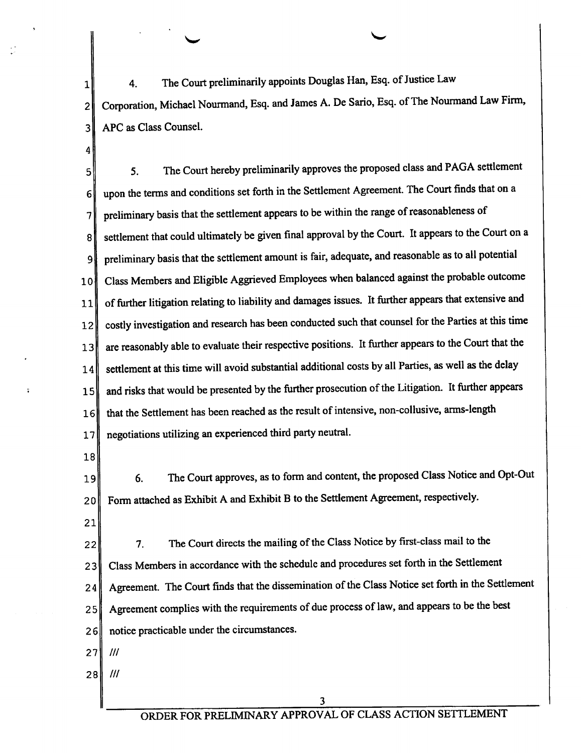4. The Court preliminarily appoints Douglas Han, Esq. of Justice Law Corporation, Michael Nourmand, Esq. and James A. De Sario, Esq. of The Nourmand Law Firm, APC as Class Counsel.

5. The Court hereby preliminarily approves the proposed class and PAGA settlement upon the terms and conditions set forth in the Settlement Agreement. The Court finds that on a preliminary basis that the settlement appears to be within the range of reasonableness of settlement that could ultimately be given final approval by the Court. It appears to the Court on a preliminary basis that the settlement amount is fair, adequate, and reasonable as to all potential Class Members and Eligible Aggrieved Employees when balanced against the probable outcome of further litigation relating to liability and damages issues. It further appears that extensive and costly investigation and research has been conducted such that counsel for the Parties at this time are reasonably able to evaluate their respective positions. It further appears to the Court that the settlement at this time will avoid substantial additional costs by all Parties, as well as the delay and risks that would be presented by the further prosecution of the Litigation. It further appears that the Settlement has been reached as the result of intensive, non-collusive, arms-length negotiations utilizing an experienced third party neutral.

6. The Court approves, as to form and content, the proposed Class Notice and Opt-Out Form attached as Exhibit A and Exhibit B to the Settlement Agreement, respectively.

7. The Court directs the mailing of the Class Notice by first-class mail to the Class Members in accordance with the schedule and procedures set forth in the Settlement Agreement. The Court finds that the dissemination of the Class Notice set forth in the Settlement Agreement complies with the requirements of due process of law, and appears to be the best notice practicable under the circumstances.

///

///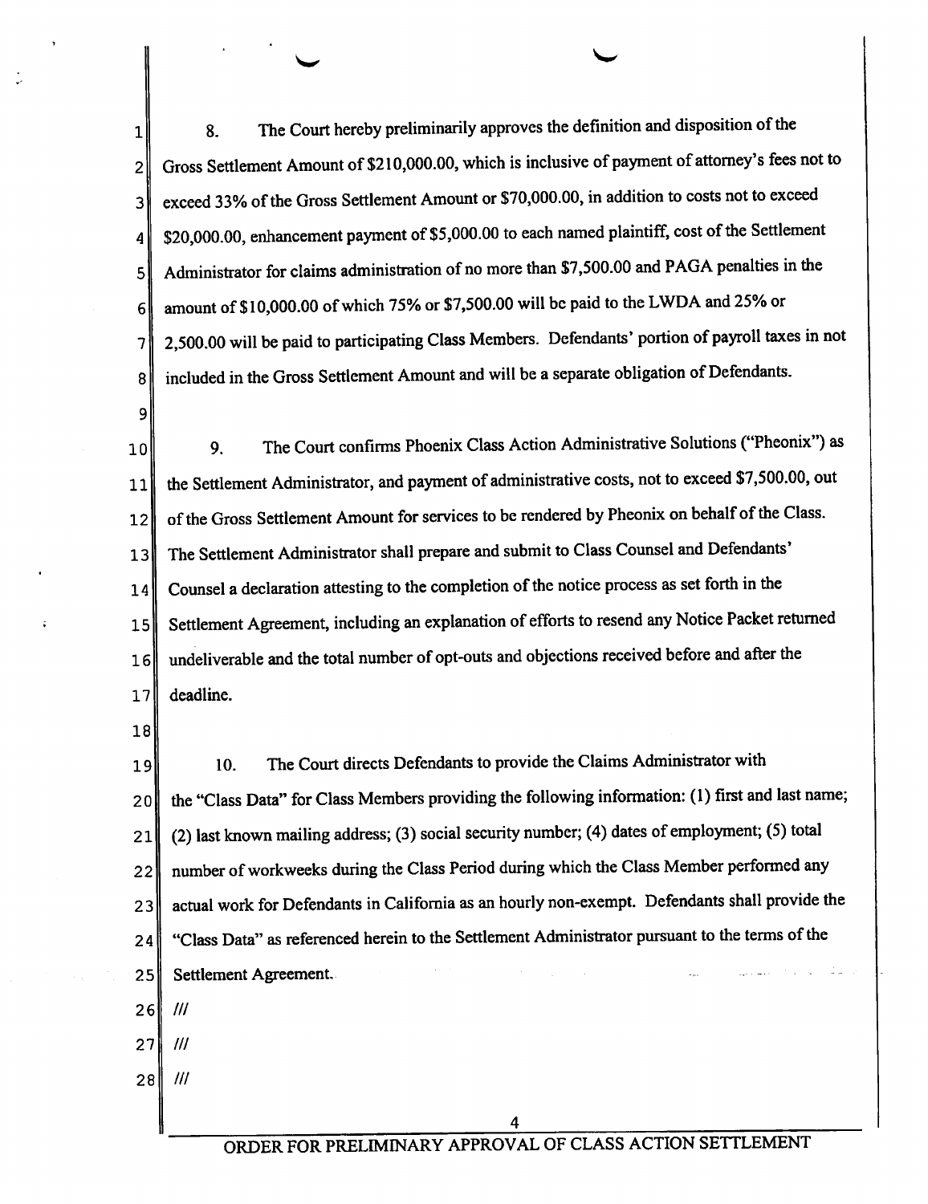8. The Court hereby preliminarily approves the definition and disposition of the Gross Settlement Amount of $210,000.00, which is inclusive of payment of attorney's fees not to exceed 33% of the Gross Settlement Amount or $70,000.00, in addition to costs not to exceed $20,000.00, enhancement payment of $5,000.00 to each named plaintiff, cost of the Settlement Administrator for claims administration of no more than $7,500.00 and PAGA penalties in the amount of $10,000.00 of which 75% or $7,500.00 will be paid to the LWDA and 25% or 2,500.00 will be paid to participating Class Members. Defendants' portion of payroll taxes in not included in the Gross Settlement Amount and will be a separate obligation of Defendants.

9. The Court confirms Phoenix Class Action Administrative Solutions ("Pheonix") as the Settlement Administrator, and payment of administrative costs, not to exceed $7,500.00, out of the Gross Settlement Amount for services to be rendered by Pheonix on behalf of the Class. The Settlement Administrator shall prepare and submit to Class Counsel and Defendants' Counsel a declaration attesting to the completion of the notice process as set forth in the Settlement Agreement, including an explanation of efforts to resend any Notice Packet returned undeliverable and the total number of opt-outs and objections received before and after the deadline.

10. The Court directs Defendants to provide the Claims Administrator with the "Class Data" for Class Members providing the following information: (1) first and last name; (2) last known mailing address; (3) social security number; (4) dates of employment; (5) total number of workweeks during the Class Period during which the Class Member performed any actual work for Defendants in California as an hourly non-exempt. Defendants shall provide the "Class Data" as referenced herein to the Settlement Administrator pursuant to the terms of the Settlement Agreement.

///

///

///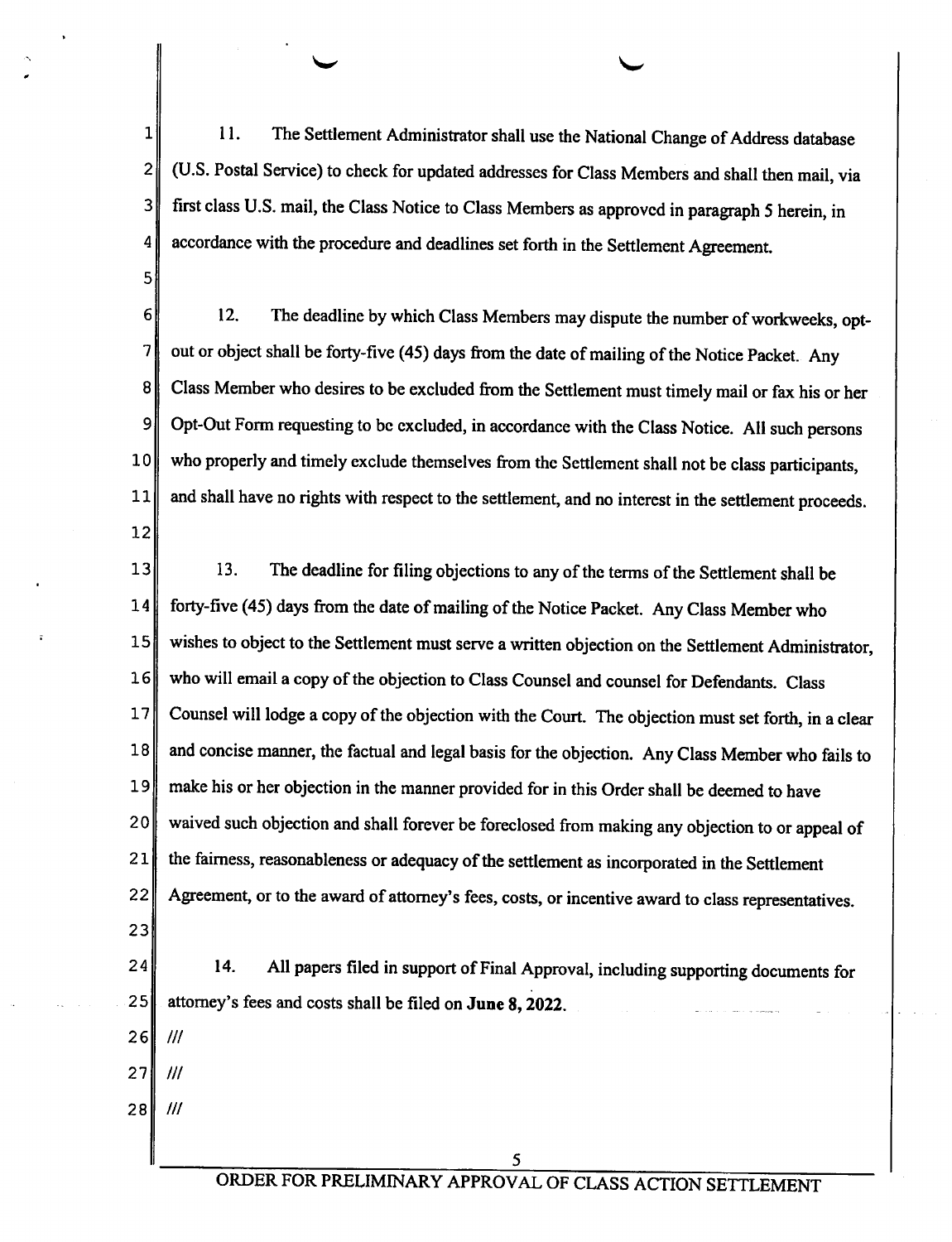11. The Settlement Administrator shall use the National Change of Address database (U.S. Postal Service) to check for updated addresses for Class Members and shall then mail, via first class U.S. mail, the Class Notice to Class Members as approved in paragraph 5 herein, in accordance with the procedure and deadlines set forth in the Settlement Agreement.

12. The deadline by which Class Members may dispute the number of workweeks, opt-out or object shall be forty-five (45) days from the date of mailing of the Notice Packet. Any Class Member who desires to be excluded from the Settlement must timely mail or fax his or her Opt-Out Form requesting to be excluded, in accordance with the Class Notice. All such persons who properly and timely exclude themselves from the Settlement shall not be class participants, and shall have no rights with respect to the settlement, and no interest in the settlement proceeds.

13. The deadline for filing objections to any of the terms of the Settlement shall be forty-five (45) days from the date of mailing of the Notice Packet. Any Class Member who wishes to object to the Settlement must serve a written objection on the Settlement Administrator, who will email a copy of the objection to Class Counsel and counsel for Defendants. Class Counsel will lodge a copy of the objection with the Court. The objection must set forth, in a clear and concise manner, the factual and legal basis for the objection. Any Class Member who fails to make his or her objection in the manner provided for in this Order shall be deemed to have waived such objection and shall forever be foreclosed from making any objection to or appeal of the fairness, reasonableness or adequacy of the settlement as incorporated in the Settlement Agreement, or to the award of attorney's fees, costs, or incentive award to class representatives.

14. All papers filed in support of Final Approval, including supporting documents for attorney's fees and costs shall be filed on **June 8, 2022**.

///

///

///

ORDER FOR PRELIMINARY APPROVAL OF CLASS ACTION SETTLEMENT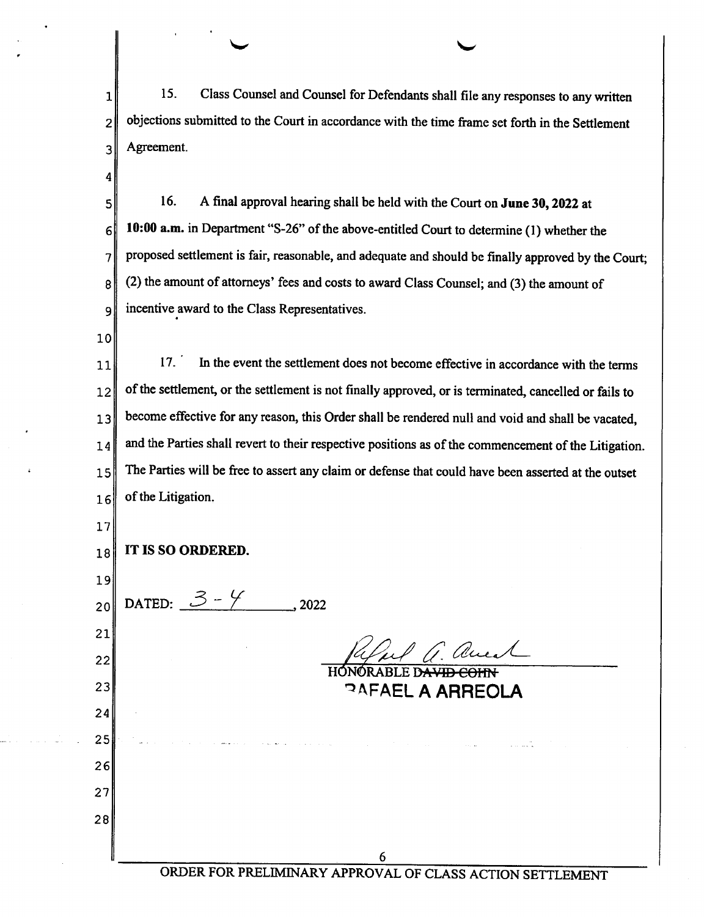15. Class Counsel and Counsel for Defendants shall file any responses to any written objections submitted to the Court in accordance with the time frame set forth in the Settlement Agreement.

16. A final approval hearing shall be held with the Court on **June 30, 2022 at 10:00 a.m.** in Department "S-26" of the above-entitled Court to determine (1) whether the proposed settlement is fair, reasonable, and adequate and should be finally approved by the Court; (2) the amount of attorneys' fees and costs to award Class Counsel; and (3) the amount of incentive award to the Class Representatives.

17. In the event the settlement does not become effective in accordance with the terms of the settlement, or the settlement is not finally approved, or is terminated, cancelled or fails to become effective for any reason, this Order shall be rendered null and void and shall be vacated, and the Parties shall revert to their respective positions as of the commencement of the Litigation. The Parties will be free to assert any claim or defense that could have been asserted at the outset of the Litigation.

**IT IS SO ORDERED.**

DATED: 3 - 4, 2022

HONORABLE ~~DAVID COHN~~
RAFAEL A ARREOLA

ORDER FOR PRELIMINARY APPROVAL OF CLASS ACTION SETTLEMENT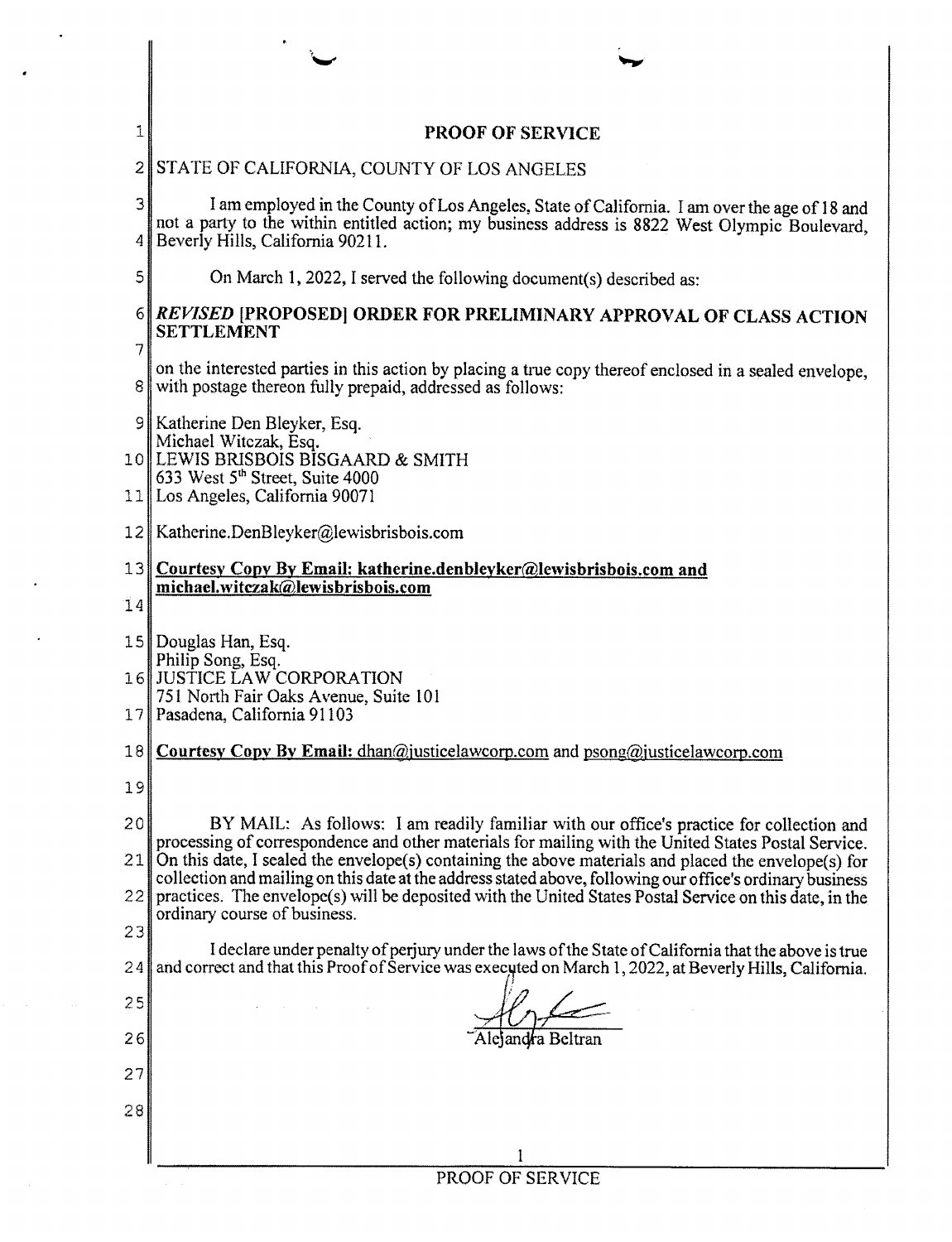# PROOF OF SERVICE

STATE OF CALIFORNIA, COUNTY OF LOS ANGELES

I am employed in the County of Los Angeles, State of California. I am over the age of 18 and not a party to the within entitled action; my business address is 8822 West Olympic Boulevard, Beverly Hills, California 90211.

On March 1, 2022, I served the following document(s) described as:

***REVISED* [PROPOSED] ORDER FOR PRELIMINARY APPROVAL OF CLASS ACTION SETTLEMENT**

on the interested parties in this action by placing a true copy thereof enclosed in a sealed envelope, with postage thereon fully prepaid, addressed as follows:

Katherine Den Bleyker, Esq.
Michael Witczak, Esq.
LEWIS BRISBOIS BISGAARD & SMITH
633 West 5th Street, Suite 4000
Los Angeles, California 90071

Katherine.DenBleyker@lewisbrisbois.com

**Courtesy Copy By Email: katherine.denbleyker@lewisbrisbois.com and michael.witczak@lewisbrisbois.com**

Douglas Han, Esq.
Philip Song, Esq.
JUSTICE LAW CORPORATION
751 North Fair Oaks Avenue, Suite 101
Pasadena, California 91103

**Courtesy Copy By Email:** dhan@justicelawcorp.com and psong@justicelawcorp.com

BY MAIL: As follows: I am readily familiar with our office's practice for collection and processing of correspondence and other materials for mailing with the United States Postal Service. On this date, I sealed the envelope(s) containing the above materials and placed the envelope(s) for collection and mailing on this date at the address stated above, following our office's ordinary business practices. The envelope(s) will be deposited with the United States Postal Service on this date, in the ordinary course of business.

I declare under penalty of perjury under the laws of the State of California that the above is true and correct and that this Proof of Service was executed on March 1, 2022, at Beverly Hills, California.

Alejandra Beltran

PROOF OF SERVICE